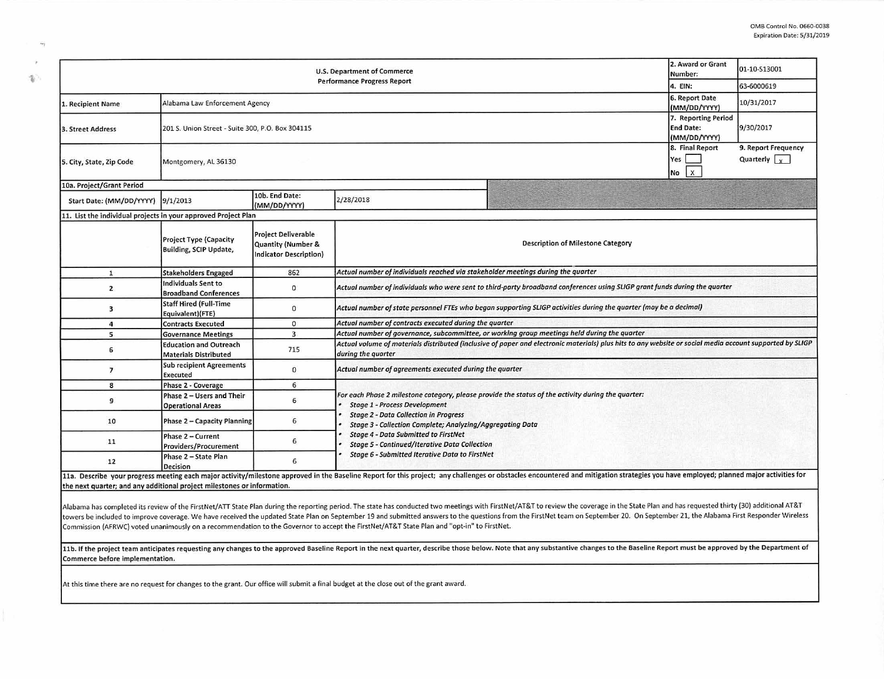OMB Control No. 0660-0038
Expiration Date: 5/31/2019

| U.S. Department of Commerce Performance Progress Report | | | | 2. Award or Grant Number: | 01-10-S13001 |
|---|---|---|---|---|---|
| | | | | 4. EIN: | 63-6000619 |
| 1. Recipient Name | Alabama Law Enforcement Agency | | | 6. Report Date (MM/DD/YYYY) | 10/31/2017 |
| 3. Street Address | 201 S. Union Street - Suite 300, P.O. Box 304115 | | | 7. Reporting Period End Date: (MM/DD/YYYY) | 9/30/2017 |
| 5. City, State, Zip Code | Montgomery, AL 36130 | | | 8. Final Report Yes [ ] No [X] | 9. Report Frequency Quarterly [X] |
| 10a. Project/Grant Period | | | | | |
| Start Date: (MM/DD/YYYY) | 9/1/2013 | 10b. End Date: (MM/DD/YYYY) | 2/28/2018 | | |

11. List the individual projects in your approved Project Plan

| | Project Type (Capacity Building, SCIP Update, | Project Deliverable Quantity (Number & Indicator Description) | Description of Milestone Category |
|---|---|---|---|
| 1 | Stakeholders Engaged | 862 | *Actual number of individuals reached via stakeholder meetings during the quarter* |
| 2 | Individuals Sent to Broadband Conferences | 0 | *Actual number of individuals who were sent to third-party broadband conferences using SLIGP grant funds during the quarter* |
| 3 | Staff Hired (Full-Time Equivalent)(FTE) | 0 | *Actual number of state personnel FTEs who began supporting SLIGP activities during the quarter (may be a decimal)* |
| 4 | Contracts Executed | 0 | *Actual number of contracts executed during the quarter* |
| 5 | Governance Meetings | 3 | *Actual number of governance, subcommittee, or working group meetings held during the quarter* |
| 6 | Education and Outreach Materials Distributed | 715 | *Actual volume of materials distributed (inclusive of paper and electronic materials) plus hits to any website or social media account supported by SLIGP during the quarter* |
| 7 | Sub recipient Agreements Executed | 0 | *Actual number of agreements executed during the quarter* |
| 8 | Phase 2 - Coverage | 6 | *For each Phase 2 milestone category, please provide the status of the activity during the quarter:* <br> • *Stage 1 - Process Development* <br> • *Stage 2 - Data Collection in Progress* <br> • *Stage 3 - Collection Complete; Analyzing/Aggregating Data* <br> • *Stage 4 - Data Submitted to FirstNet* <br> • *Stage 5 - Continued/Iterative Data Collection* <br> • *Stage 6 - Submitted Iterative Data to FirstNet* |
| 9 | Phase 2 – Users and Their Operational Areas | 6 | |
| 10 | Phase 2 – Capacity Planning | 6 | |
| 11 | Phase 2 – Current Providers/Procurement | 6 | |
| 12 | Phase 2 – State Plan Decision | 6 | |

**11a. Describe your progress meeting each major activity/milestone approved in the Baseline Report for this project; any challenges or obstacles encountered and mitigation strategies you have employed; planned major activities for the next quarter; and any additional project milestones or information.**

Alabama has completed its review of the FirstNet/ATT State Plan during the reporting period. The state has conducted two meetings with FirstNet/AT&T to review the coverage in the State Plan and has requested thirty (30) additional AT&T towers be included to improve coverage. We have received the updated State Plan on September 19 and submitted answers to the questions from the FirstNet team on September 20. On September 21, the Alabama First Responder Wireless Commission (AFRWC) voted unanimously on a recommendation to the Governor to accept the FirstNet/AT&T State Plan and "opt-in" to FirstNet.

**11b. If the project team anticipates requesting any changes to the approved Baseline Report in the next quarter, describe those below. Note that any substantive changes to the Baseline Report must be approved by the Department of Commerce before implementation.**

At this time there are no request for changes to the grant. Our office will submit a final budget at the close out of the grant award.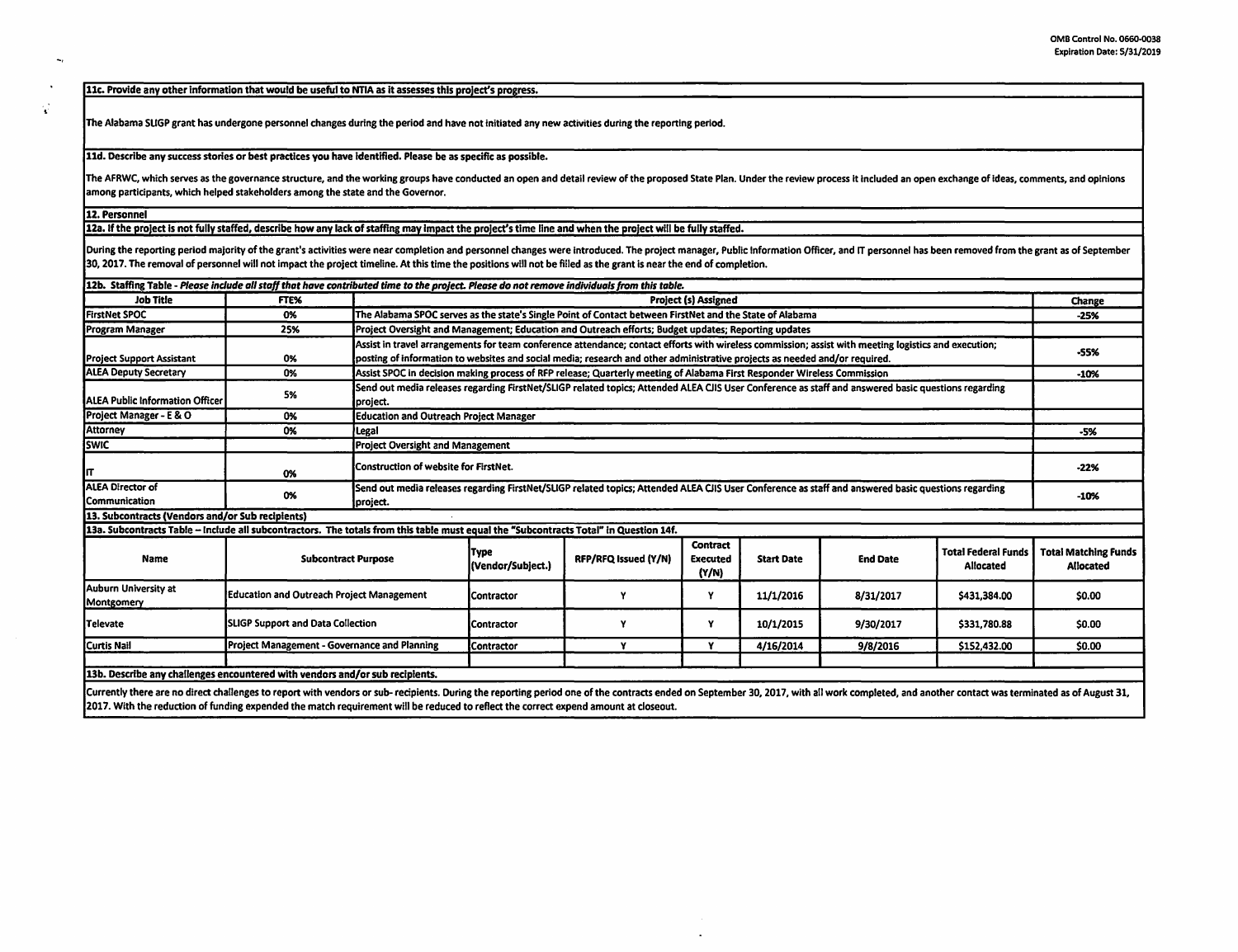**11c. Provide any other information that would be useful to NTIA as it assesses this project's progress.**

The Alabama SLIGP grant has undergone personnel changes during the period and have not initiated any new activities during the reporting period.

**11d. Describe any success stories or best practices you have identified. Please be as specific as possible.**

The AFRWC, which serves as the governance structure, and the working groups have conducted an open and detail review of the proposed State Plan. Under the review process it included an open exchange of ideas, comments, and opinions among participants, which helped stakeholders among the state and the Governor.

**12. Personnel**

**12a. If the project is not fully staffed, describe how any lack of staffing may impact the project's time line and when the project will be fully staffed.**

During the reporting period majority of the grant's activities were near completion and personnel changes were introduced. The project manager, Public Information Officer, and IT personnel has been removed from the grant as of September 30, 2017. The removal of personnel will not impact the project timeline. At this time the positions will not be filled as the grant is near the end of completion.

**12b. Staffing Table** - *Please include all staff that have contributed time to the project. Please do not remove individuals from this table.*

| Job Title | FTE% | Project (s) Assigned | Change |
|---|---|---|---|
| FirstNet SPOC | 0% | The Alabama SPOC serves as the state's Single Point of Contact between FirstNet and the State of Alabama | -25% |
| Program Manager | 25% | Project Oversight and Management; Education and Outreach efforts; Budget updates; Reporting updates | |
| Project Support Assistant | 0% | Assist in travel arrangements for team conference attendance; contact efforts with wireless commission; assist with meeting logistics and execution; posting of information to websites and social media; research and other administrative projects as needed and/or required. | -55% |
| ALEA Deputy Secretary | 0% | Assist SPOC in decision making process of RFP release; Quarterly meeting of Alabama First Responder Wireless Commission | -10% |
| ALEA Public Information Officer | 5% | Send out media releases regarding FirstNet/SLIGP related topics; Attended ALEA CJIS User Conference as staff and answered basic questions regarding project. | |
| Project Manager - E & O | 0% | Education and Outreach Project Manager | |
| Attorney | 0% | Legal | -5% |
| SWIC | | Project Oversight and Management | |
| IT | 0% | Construction of website for FirstNet. | -22% |
| ALEA Director of Communication | 0% | Send out media releases regarding FirstNet/SLIGP related topics; Attended ALEA CJIS User Conference as staff and answered basic questions regarding project. | -10% |

**13. Subcontracts (Vendors and/or Sub recipients)**

**13a. Subcontracts Table – Include all subcontractors. The totals from this table must equal the "Subcontracts Total" in Question 14f.**

| Name | Subcontract Purpose | Type (Vendor/Subject.) | RFP/RFQ Issued (Y/N) | Contract Executed (Y/N) | Start Date | End Date | Total Federal Funds Allocated | Total Matching Funds Allocated |
|---|---|---|---|---|---|---|---|---|
| Auburn University at Montgomery | Education and Outreach Project Management | Contractor | Y | Y | 11/1/2016 | 8/31/2017 | $431,384.00 | $0.00 |
| Televate | SLIGP Support and Data Collection | Contractor | Y | Y | 10/1/2015 | 9/30/2017 | $331,780.88 | $0.00 |
| Curtis Nail | Project Management - Governance and Planning | Contractor | Y | Y | 4/16/2014 | 9/8/2016 | $152,432.00 | $0.00 |
| | | | | | | | | |

**13b. Describe any challenges encountered with vendors and/or sub recipients.**

Currently there are no direct challenges to report with vendors or sub- recipients. During the reporting period one of the contracts ended on September 30, 2017, with all work completed, and another contact was terminated as of August 31, 2017. With the reduction of funding expended the match requirement will be reduced to reflect the correct expend amount at closeout.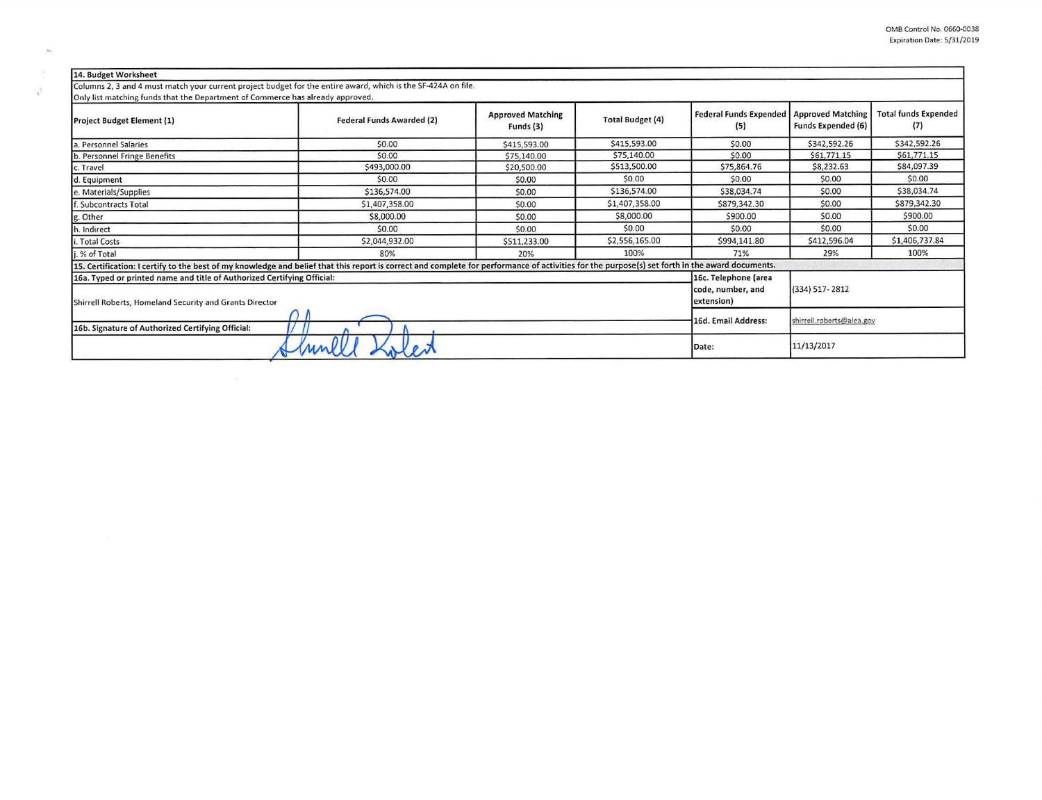## 14. Budget Worksheet

Columns 2, 3 and 4 must match your current project budget for the entire award, which is the SF-424A on file.
Only list matching funds that the Department of Commerce has already approved.

| Project Budget Element (1) | Federal Funds Awarded (2) | Approved Matching Funds (3) | Total Budget (4) | Federal Funds Expended (5) | Approved Matching Funds Expended (6) | Total funds Expended (7) |
|---|---|---|---|---|---|---|
| a. Personnel Salaries | $0.00 | $415,593.00 | $415,593.00 | $0.00 | $342,592.26 | $342,592.26 |
| b. Personnel Fringe Benefits | $0.00 | $75,140.00 | $75,140.00 | $0.00 | $61,771.15 | $61,771.15 |
| c. Travel | $493,000.00 | $20,500.00 | $513,500.00 | $75,864.76 | $8,232.63 | $84,097.39 |
| d. Equipment | $0.00 | $0.00 | $0.00 | $0.00 | $0.00 | $0.00 |
| e. Materials/Supplies | $136,574.00 | $0.00 | $136,574.00 | $38,034.74 | $0.00 | $38,034.74 |
| f. Subcontracts Total | $1,407,358.00 | $0.00 | $1,407,358.00 | $879,342.30 | $0.00 | $879,342.30 |
| g. Other | $8,000.00 | $0.00 | $8,000.00 | $900.00 | $0.00 | $900.00 |
| h. Indirect | $0.00 | $0.00 | $0.00 | $0.00 | $0.00 | $0.00 |
| i. Total Costs | $2,044,932.00 | $511,233.00 | $2,556,165.00 | $994,141.80 | $412,596.04 | $1,406,737.84 |
| j. % of Total | 80% | 20% | 100% | 71% | 29% | 100% |

**15. Certification:** I certify to the best of my knowledge and belief that this report is correct and complete for performance of activities for the purpose(s) set forth in the award documents.

| | | |
|---|---|---|
| 16a. Typed or printed name and title of Authorized Certifying Official: Shirrell Roberts, Homeland Security and Grants Director | 16c. Telephone (area code, number, and extension) | (334) 517- 2812 |
| 16b. Signature of Authorized Certifying Official: Shirrell Roberts | 16d. Email Address: | shirrell.roberts@alea.gov |
| | Date: | 11/13/2017 |